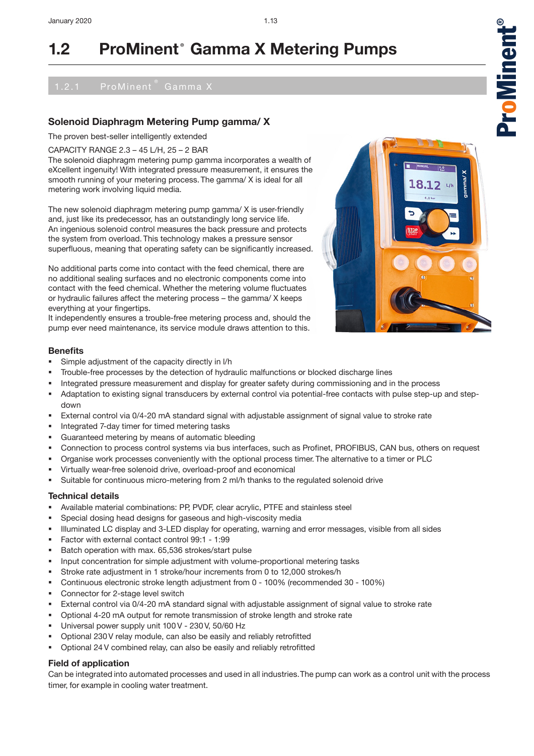# 1.2 ProMinent® Gamma X Metering Pumps

## 1.2.1 ProMinent® Gamma X

### Solenoid Diaphragm Metering Pump gamma/ X

The proven best-seller intelligently extended

CAPACITY RANGE 2.3 – 45 L/H, 25 – 2 BAR
The solenoid diaphragm metering pump gamma incorporates a wealth of eXcellent ingenuity! With integrated pressure measurement, it ensures the smooth running of your metering process. The gamma/ X is ideal for all metering work involving liquid media.

The new solenoid diaphragm metering pump gamma/ X is user-friendly and, just like its predecessor, has an outstandingly long service life. An ingenious solenoid control measures the back pressure and protects the system from overload. This technology makes a pressure sensor superfluous, meaning that operating safety can be significantly increased.

No additional parts come into contact with the feed chemical, there are no additional sealing surfaces and no electronic components come into contact with the feed chemical. Whether the metering volume fluctuates or hydraulic failures affect the metering process – the gamma/ X keeps everything at your fingertips.
It independently ensures a trouble-free metering process and, should the pump ever need maintenance, its service module draws attention to this.

### Benefits

- Simple adjustment of the capacity directly in l/h
- Trouble-free processes by the detection of hydraulic malfunctions or blocked discharge lines
- Integrated pressure measurement and display for greater safety during commissioning and in the process
- Adaptation to existing signal transducers by external control via potential-free contacts with pulse step-up and step-down
- External control via 0/4-20 mA standard signal with adjustable assignment of signal value to stroke rate
- Integrated 7-day timer for timed metering tasks
- Guaranteed metering by means of automatic bleeding
- Connection to process control systems via bus interfaces, such as Profinet, PROFIBUS, CAN bus, others on request
- Organise work processes conveniently with the optional process timer. The alternative to a timer or PLC
- Virtually wear-free solenoid drive, overload-proof and economical
- Suitable for continuous micro-metering from 2 ml/h thanks to the regulated solenoid drive

### Technical details

- Available material combinations: PP, PVDF, clear acrylic, PTFE and stainless steel
- Special dosing head designs for gaseous and high-viscosity media
- Illuminated LC display and 3-LED display for operating, warning and error messages, visible from all sides
- Factor with external contact control 99:1 - 1:99
- Batch operation with max. 65,536 strokes/start pulse
- Input concentration for simple adjustment with volume-proportional metering tasks
- Stroke rate adjustment in 1 stroke/hour increments from 0 to 12,000 strokes/h
- Continuous electronic stroke length adjustment from 0 - 100% (recommended 30 - 100%)
- Connector for 2-stage level switch
- External control via 0/4-20 mA standard signal with adjustable assignment of signal value to stroke rate
- Optional 4-20 mA output for remote transmission of stroke length and stroke rate
- Universal power supply unit 100 V - 230 V, 50/60 Hz
- Optional 230 V relay module, can also be easily and reliably retrofitted
- Optional 24 V combined relay, can also be easily and reliably retrofitted

### Field of application

Can be integrated into automated processes and used in all industries. The pump can work as a control unit with the process timer, for example in cooling water treatment.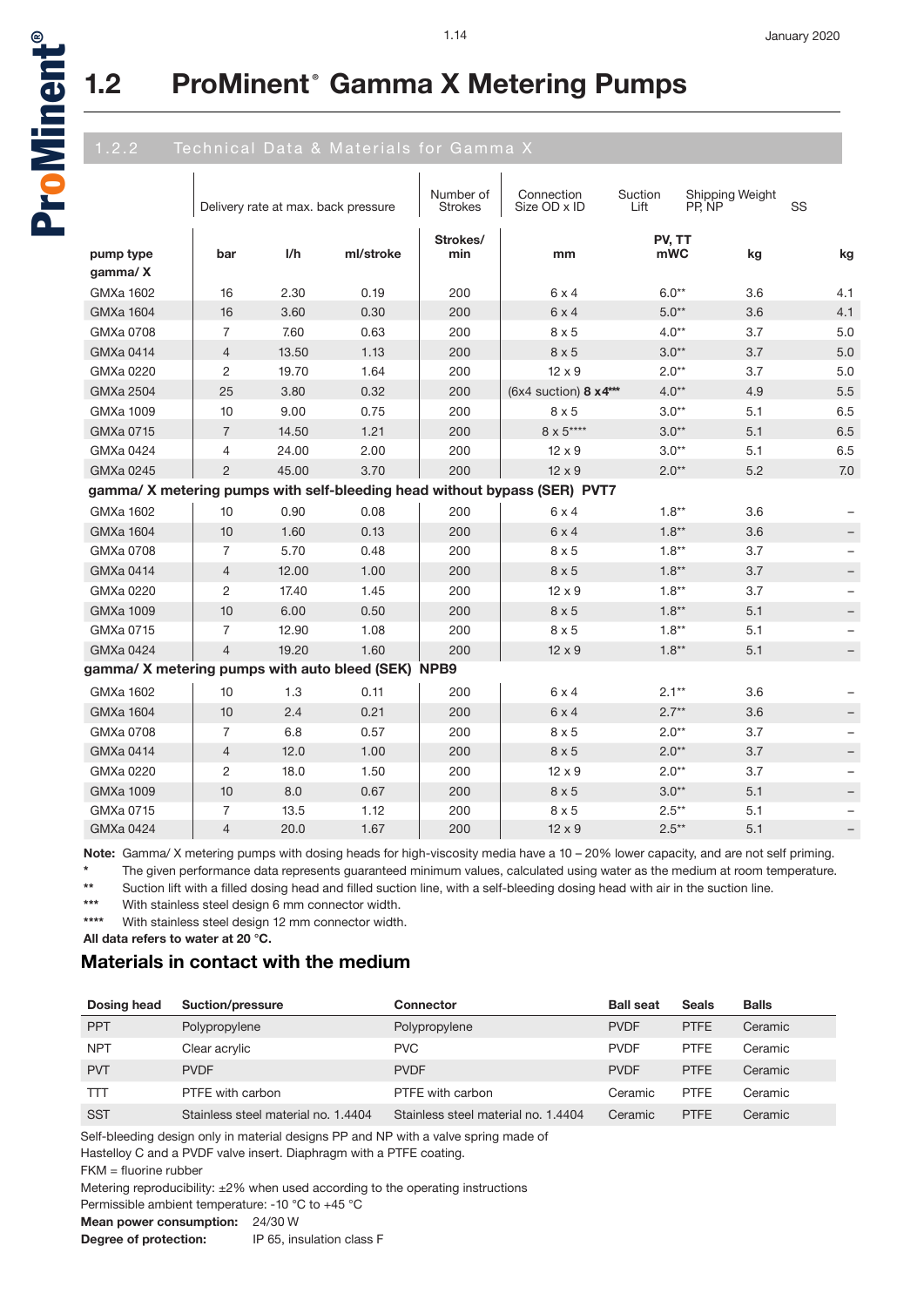# 1.2 ProMinent® Gamma X Metering Pumps

## 1.2.2 Technical Data & Materials for Gamma X

| | Delivery rate at max. back pressure | | | Number of Strokes | Connection Size OD x ID | Suction Lift | Shipping Weight PP, NP | SS |
|---|---|---|---|---|---|---|---|---|
| pump type gamma/ X | bar | l/h | ml/stroke | Strokes/ min | mm | PV, TT mWC | kg | kg |
| GMXa 1602 | 16 | 2.30 | 0.19 | 200 | 6 x 4 | 6.0** | 3.6 | 4.1 |
| GMXa 1604 | 16 | 3.60 | 0.30 | 200 | 6 x 4 | 5.0** | 3.6 | 4.1 |
| GMXa 0708 | 7 | 7.60 | 0.63 | 200 | 8 x 5 | 4.0** | 3.7 | 5.0 |
| GMXa 0414 | 4 | 13.50 | 1.13 | 200 | 8 x 5 | 3.0** | 3.7 | 5.0 |
| GMXa 0220 | 2 | 19.70 | 1.64 | 200 | 12 x 9 | 2.0** | 3.7 | 5.0 |
| GMXa 2504 | 25 | 3.80 | 0.32 | 200 | (6x4 suction) **8 x4*** ** | 4.0** | 4.9 | 5.5 |
| GMXa 1009 | 10 | 9.00 | 0.75 | 200 | 8 x 5 | 3.0** | 5.1 | 6.5 |
| GMXa 0715 | 7 | 14.50 | 1.21 | 200 | 8 x 5**** | 3.0** | 5.1 | 6.5 |
| GMXa 0424 | 4 | 24.00 | 2.00 | 200 | 12 x 9 | 3.0** | 5.1 | 6.5 |
| GMXa 0245 | 2 | 45.00 | 3.70 | 200 | 12 x 9 | 2.0** | 5.2 | 7.0 |
| **gamma/ X metering pumps with self-bleeding head without bypass (SER) PVT7** | | | | | | | | |
| GMXa 1602 | 10 | 0.90 | 0.08 | 200 | 6 x 4 | 1.8** | 3.6 | – |
| GMXa 1604 | 10 | 1.60 | 0.13 | 200 | 6 x 4 | 1.8** | 3.6 | – |
| GMXa 0708 | 7 | 5.70 | 0.48 | 200 | 8 x 5 | 1.8** | 3.7 | – |
| GMXa 0414 | 4 | 12.00 | 1.00 | 200 | 8 x 5 | 1.8** | 3.7 | – |
| GMXa 0220 | 2 | 17.40 | 1.45 | 200 | 12 x 9 | 1.8** | 3.7 | – |
| GMXa 1009 | 10 | 6.00 | 0.50 | 200 | 8 x 5 | 1.8** | 5.1 | – |
| GMXa 0715 | 7 | 12.90 | 1.08 | 200 | 8 x 5 | 1.8** | 5.1 | – |
| GMXa 0424 | 4 | 19.20 | 1.60 | 200 | 12 x 9 | 1.8** | 5.1 | – |
| **gamma/ X metering pumps with auto bleed (SEK) NPB9** | | | | | | | | |
| GMXa 1602 | 10 | 1.3 | 0.11 | 200 | 6 x 4 | 2.1** | 3.6 | – |
| GMXa 1604 | 10 | 2.4 | 0.21 | 200 | 6 x 4 | 2.7** | 3.6 | – |
| GMXa 0708 | 7 | 6.8 | 0.57 | 200 | 8 x 5 | 2.0** | 3.7 | – |
| GMXa 0414 | 4 | 12.0 | 1.00 | 200 | 8 x 5 | 2.0** | 3.7 | – |
| GMXa 0220 | 2 | 18.0 | 1.50 | 200 | 12 x 9 | 2.0** | 3.7 | – |
| GMXa 1009 | 10 | 8.0 | 0.67 | 200 | 8 x 5 | 3.0** | 5.1 | – |
| GMXa 0715 | 7 | 13.5 | 1.12 | 200 | 8 x 5 | 2.5** | 5.1 | – |
| GMXa 0424 | 4 | 20.0 | 1.67 | 200 | 12 x 9 | 2.5** | 5.1 | – |

**Note:** Gamma/ X metering pumps with dosing heads for high-viscosity media have a 10 – 20% lower capacity, and are not self priming.

\* The given performance data represents guaranteed minimum values, calculated using water as the medium at room temperature.

\** Suction lift with a filled dosing head and filled suction line, with a self-bleeding dosing head with air in the suction line.

\*** With stainless steel design 6 mm connector width.

\**** With stainless steel design 12 mm connector width.

**All data refers to water at 20 °C.**

## Materials in contact with the medium

| Dosing head | Suction/pressure | Connector | Ball seat | Seals | Balls |
|---|---|---|---|---|---|
| PPT | Polypropylene | Polypropylene | PVDF | PTFE | Ceramic |
| NPT | Clear acrylic | PVC | PVDF | PTFE | Ceramic |
| PVT | PVDF | PVDF | PVDF | PTFE | Ceramic |
| TTT | PTFE with carbon | PTFE with carbon | Ceramic | PTFE | Ceramic |
| SST | Stainless steel material no. 1.4404 | Stainless steel material no. 1.4404 | Ceramic | PTFE | Ceramic |

Self-bleeding design only in material designs PP and NP with a valve spring made of Hastelloy C and a PVDF valve insert. Diaphragm with a PTFE coating.

FKM = fluorine rubber

Metering reproducibility: ±2% when used according to the operating instructions

Permissible ambient temperature: -10 °C to +45 °C

**Mean power consumption:** 24/30 W

**Degree of protection:** IP 65, insulation class F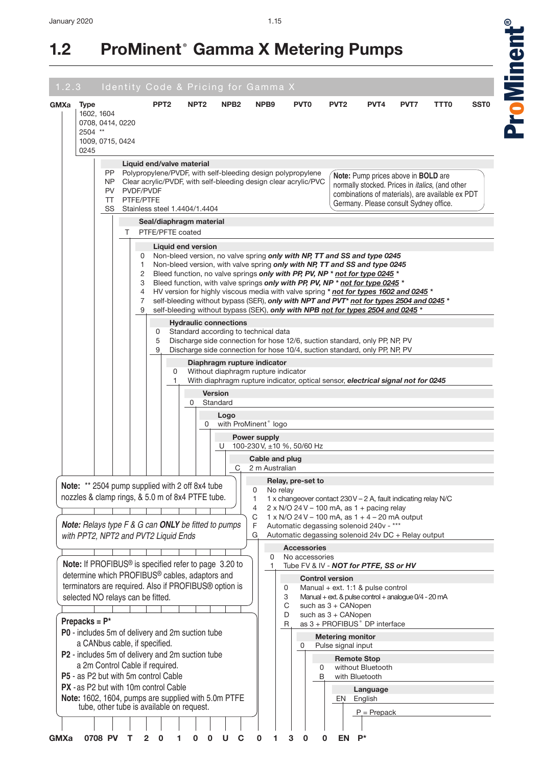# 1.2 ProMinent® Gamma X Metering Pumps

## 1.2.3 Identity Code & Pricing for Gamma X

**GMXa**

| Type | PPT2 | NPT2 | NPB2 | NPB9 | PVT0 | PVT2 | PVT4 | PVT7 | TTT0 | SST0 |
|---|---|---|---|---|---|---|---|---|---|---|
| 1602, 1604 | | | | | | | | | | |
| 0708, 0414, 0220 | | | | | | | | | | |
| 2504 ** | | | | | | | | | | |
| 1009, 0715, 0424 | | | | | | | | | | |
| 0245 | | | | | | | | | | |

**Liquid end/valve material**

- PP Polypropylene/PVDF, with self-bleeding design polypropylene
- NP Clear acrylic/PVDF, with self-bleeding design clear acrylic/PVC
- PV PVDF/PVDF
- TT PTFE/PTFE
- SS Stainless steel 1.4404/1.4404

**Note:** Pump prices above in **BOLD** are normally stocked. Prices in *italics*, (and other combinations of materials), are available ex PDT Germany. Please consult Sydney office.

**Seal/diaphragm material**

- T PTFE/PFTE coated

**Liquid end version**

- 0 Non-bleed version, no valve spring ***only with NP, TT and SS and type 0245***
- 1 Non-bleed version, with valve spring ***only with NP, TT and SS and type 0245***
- 2 Bleed function, no valve springs ***only with PP, PV, NP * not for type 0245 ****
- 3 Bleed function, with valve springs ***only with PP, PV, NP * not for type 0245 ****
- 4 HV version for highly viscous media with valve spring ***** not for types 1602 and 0245 ****
- 7 self-bleeding without bypass (SER), ***only with NPT and PVT* not for types 2504 and 0245 ****
- 9 self-bleeding without bypass (SEK), ***only with NPB not for types 2504 and 0245 ****

**Hydraulic connections**

- 0 Standard according to technical data
- 5 Discharge side connection for hose 12/6, suction standard, only PP, NP, PV
- 9 Discharge side connection for hose 10/4, suction standard, only PP, NP, PV

**Diaphragm rupture indicator**

- 0 Without diaphragm rupture indicator
- 1 With diaphragm rupture indicator, optical sensor, ***electrical signal not for 0245***

**Version**

- 0 Standard

**Logo**

- 0 with ProMinent® logo

**Power supply**

- U 100-230 V, ±10 %, 50/60 Hz

**Cable and plug**

- C 2 m Australian

**Note:** ** 2504 pump supplied with 2 off 8x4 tube nozzles & clamp rings, & 5.0 m of 8x4 PTFE tube.

***Note:*** *Relays type F & G can* ***ONLY*** *be fitted to pumps with PPT2, NPT2 and PVT2 Liquid Ends*

**Relay, pre-set to**

- 0 No relay
- 1 1 x changeover contact 230 V – 2 A, fault indicating relay N/C
- 4 2 x N/O 24 V – 100 mA, as 1 + pacing relay
- C 1 x N/O 24 V – 100 mA, as 1 + 4 – 20 mA output
- F Automatic degassing solenoid 240v - ***
- G Automatic degassing solenoid 24v DC + Relay output

**Note:** If PROFIBUS® is specified refer to page 3.20 to determine which PROFIBUS® cables, adaptors and terminators are required. Also if PROFIBUS® option is selected NO relays can be fitted.

**Accessories**

- 0 No accessories
- 1 Tube FV & IV - ***NOT for PTFE, SS or HV***

**Control version**

- 0 Manual + ext. 1:1 & pulse control
- 3 Manual + ext. & pulse control + analogue 0/4 - 20 mA
- C such as 3 + CANopen
- D such as 3 + CANopen
- R as 3 + PROFIBUS® DP interface

**Prepacks = P***

- **P0** - includes 5m of delivery and 2m suction tube a CANbus cable, if specified.
- **P2** - includes 5m of delivery and 2m suction tube a 2m Control Cable if required.
- **P5** - as P2 but with 5m control Cable
- **PX** - as P2 but with 10m control Cable

**Note:** 1602, 1604, pumps are supplied with 5.0m PTFE tube, other tube is available on request.

**Metering monitor**

- 0 Pulse signal input

**Remote Stop**

- 0 without Bluetooth
- B with Bluetooth

**Language**

- EN English

P = Prepack

**GMXa 0708 PV T 2 0 1 0 0 U C 0 1 3 0 0 EN P***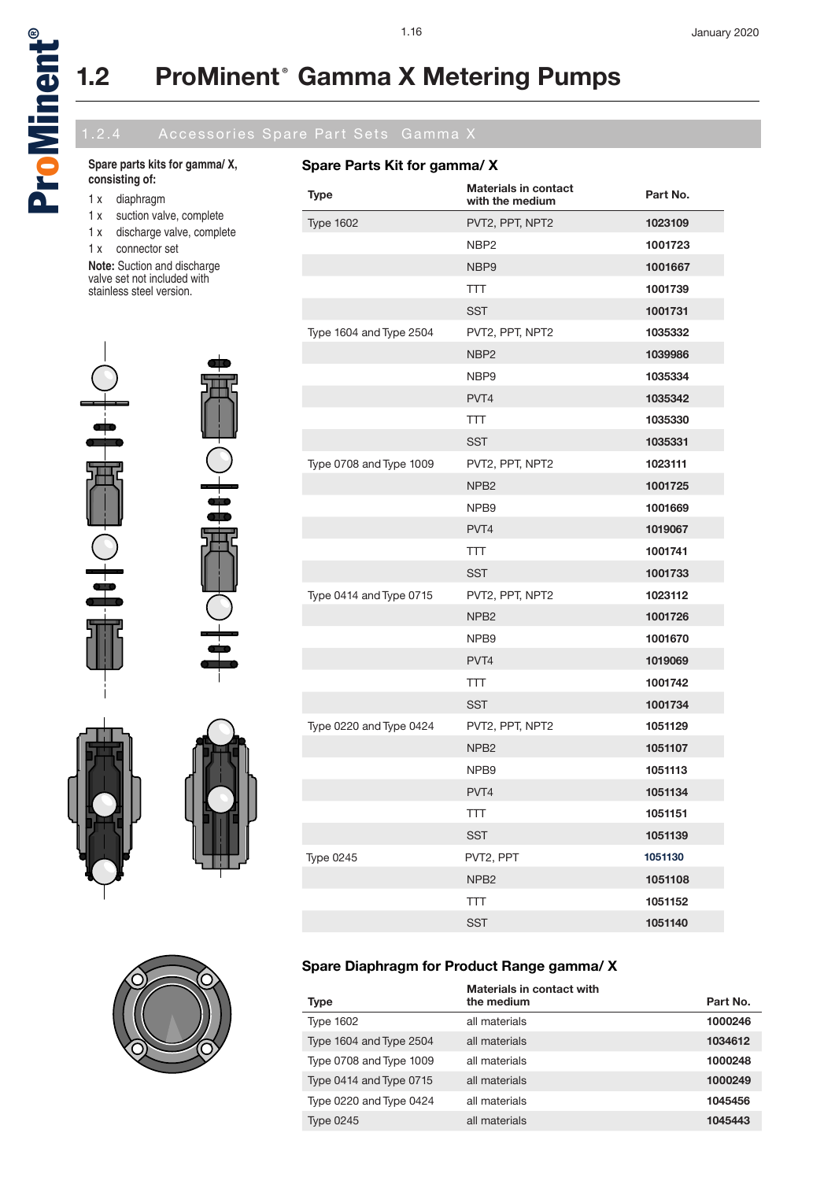## 1.2 ProMinent® Gamma X Metering Pumps

### 1.2.4 Accessories Spare Part Sets Gamma X

**Spare parts kits for gamma/ X, consisting of:**

- 1 x diaphragm
- 1 x suction valve, complete
- 1 x discharge valve, complete
- 1 x connector set

**Note:** Suction and discharge valve set not included with stainless steel version.

### Spare Parts Kit for gamma/ X

| Type | Materials in contact with the medium | Part No. |
|---|---|---|
| Type 1602 | PVT2, PPT, NPT2 | **1023109** |
| | NBP2 | **1001723** |
| | NBP9 | **1001667** |
| | TTT | **1001739** |
| | SST | **1001731** |
| Type 1604 and Type 2504 | PVT2, PPT, NPT2 | **1035332** |
| | NBP2 | **1039986** |
| | NBP9 | **1035334** |
| | PVT4 | **1035342** |
| | TTT | **1035330** |
| | SST | **1035331** |
| Type 0708 and Type 1009 | PVT2, PPT, NPT2 | **1023111** |
| | NPB2 | **1001725** |
| | NPB9 | **1001669** |
| | PVT4 | **1019067** |
| | TTT | **1001741** |
| | SST | **1001733** |
| Type 0414 and Type 0715 | PVT2, PPT, NPT2 | **1023112** |
| | NPB2 | **1001726** |
| | NPB9 | **1001670** |
| | PVT4 | **1019069** |
| | TTT | **1001742** |
| | SST | **1001734** |
| Type 0220 and Type 0424 | PVT2, PPT, NPT2 | **1051129** |
| | NPB2 | **1051107** |
| | NPB9 | **1051113** |
| | PVT4 | **1051134** |
| | TTT | **1051151** |
| | SST | **1051139** |
| Type 0245 | PVT2, PPT | **1051130** |
| | NPB2 | **1051108** |
| | TTT | **1051152** |
| | SST | **1051140** |

### Spare Diaphragm for Product Range gamma/ X

| Type | Materials in contact with the medium | Part No. |
|---|---|---|
| Type 1602 | all materials | **1000246** |
| Type 1604 and Type 2504 | all materials | **1034612** |
| Type 0708 and Type 1009 | all materials | **1000248** |
| Type 0414 and Type 0715 | all materials | **1000249** |
| Type 0220 and Type 0424 | all materials | **1045456** |
| Type 0245 | all materials | **1045443** |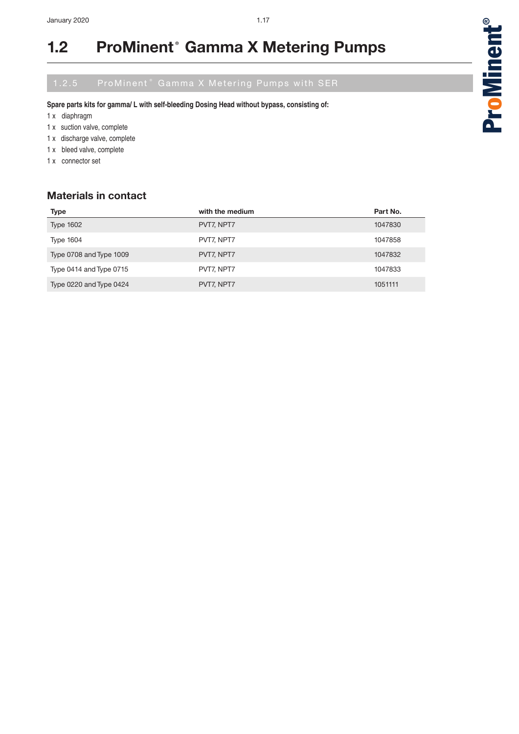# 1.2 ProMinent® Gamma X Metering Pumps

## 1.2.5 ProMinent® Gamma X Metering Pumps with SER

**Spare parts kits for gamma/ L with self-bleeding Dosing Head without bypass, consisting of:**

1 x diaphragm
1 x suction valve, complete
1 x discharge valve, complete
1 x bleed valve, complete
1 x connector set

### Materials in contact

| Type | with the medium | Part No. |
|---|---|---|
| Type 1602 | PVT7, NPT7 | 1047830 |
| Type 1604 | PVT7, NPT7 | 1047858 |
| Type 0708 and Type 1009 | PVT7, NPT7 | 1047832 |
| Type 0414 and Type 0715 | PVT7, NPT7 | 1047833 |
| Type 0220 and Type 0424 | PVT7, NPT7 | 1051111 |